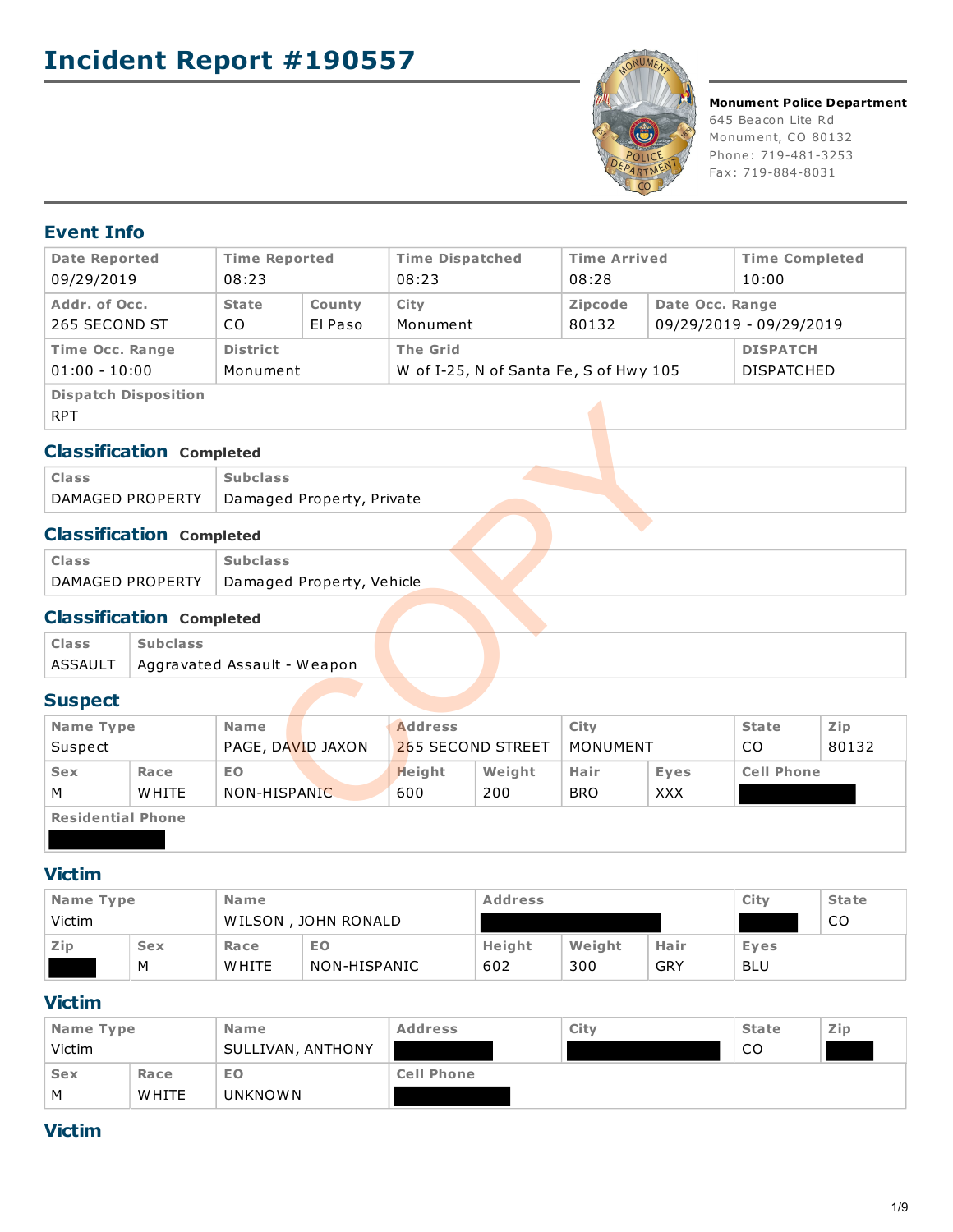# Incident Report #190557

**Monument Police Department**
645 Beacon Lite Rd
Monument, CO 80132
Phone: 719-481-3253
Fax: 719-884-8031

## Event Info

| Date Reported | Time Reported | | Time Dispatched | Time Arrived | | Time Completed |
|---|---|---|---|---|---|---|
| 09/29/2019 | 08:23 | | 08:23 | 08:28 | | 10:00 |
| **Addr. of Occ.** | **State** | **County** | **City** | **Zipcode** | **Date Occ. Range** | |
| 265 SECOND ST | CO | El Paso | Monument | 80132 | 09/29/2019 - 09/29/2019 | |
| **Time Occ. Range** | **District** | | **The Grid** | | | **DISPATCH** |
| 01:00 - 10:00 | Monument | | W of I-25, N of Santa Fe, S of Hwy 105 | | | DISPATCHED |
| **Dispatch Disposition** | | | | | | |
| RPT | | | | | | |

## Classification Completed

| Class | Subclass |
|---|---|
| DAMAGED PROPERTY | Damaged Property, Private |

## Classification Completed

| Class | Subclass |
|---|---|
| DAMAGED PROPERTY | Damaged Property, Vehicle |

## Classification Completed

| Class | Subclass |
|---|---|
| ASSAULT | Aggravated Assault - Weapon |

## Suspect

| Name Type | | Name | Address | | City | | State | Zip |
|---|---|---|---|---|---|---|---|---|
| Suspect | | PAGE, DAVID JAXON | 265 SECOND STREET | | MONUMENT | | CO | 80132 |
| **Sex** | **Race** | **EO** | **Height** | **Weight** | **Hair** | **Eyes** | **Cell Phone** | |
| M | WHITE | NON-HISPANIC | 600 | 200 | BRO | XXX | [REDACTED] | |
| **Residential Phone** | | | | | | | | |
| [REDACTED] | | | | | | | | |

## Victim

| Name Type | | Name | | Address | | | City | State |
|---|---|---|---|---|---|---|---|---|
| Victim | | WILSON , JOHN RONALD | | [REDACTED] | | | [REDACTED] | CO |
| **Zip** | **Sex** | **Race** | **EO** | **Height** | **Weight** | **Hair** | **Eyes** | |
| [REDACTED] | M | WHITE | NON-HISPANIC | 602 | 300 | GRY | BLU | |

## Victim

| Name Type | | Name | Address | City | State | Zip |
|---|---|---|---|---|---|---|
| Victim | | SULLIVAN, ANTHONY | [REDACTED] | [REDACTED] | CO | [REDACTED] |
| **Sex** | **Race** | **EO** | **Cell Phone** | | | |
| M | WHITE | UNKNOWN | [REDACTED] | | | |

## Victim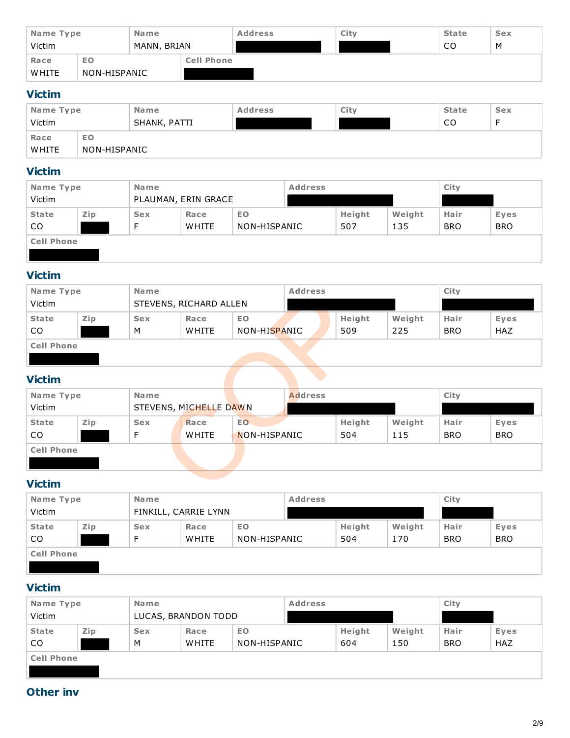| Name Type | Name | Address | City | State | Sex |
|---|---|---|---|---|---|
| Victim | MANN, BRIAN | | | CO | M |

| Race | EO | Cell Phone |
|---|---|---|
| WHITE | NON-HISPANIC | |

## Victim

| Name Type | Name | Address | City | State | Sex |
|---|---|---|---|---|---|
| Victim | SHANK, PATTI | | | CO | F |

| Race | EO |
|---|---|
| WHITE | NON-HISPANIC |

## Victim

| Name Type | Name | Address | City |
|---|---|---|---|
| Victim | PLAUMAN, ERIN GRACE | | |

| State | Zip | Sex | Race | EO | Height | Weight | Hair | Eyes |
|---|---|---|---|---|---|---|---|---|
| CO | | F | WHITE | NON-HISPANIC | 507 | 135 | BRO | BRO |

| Cell Phone |
|---|
| |

## Victim

| Name Type | Name | Address | City |
|---|---|---|---|
| Victim | STEVENS, RICHARD ALLEN | | |

| State | Zip | Sex | Race | EO | Height | Weight | Hair | Eyes |
|---|---|---|---|---|---|---|---|---|
| CO | | M | WHITE | NON-HISPANIC | 509 | 225 | BRO | HAZ |

| Cell Phone |
|---|
| |

## Victim

| Name Type | Name | Address | City |
|---|---|---|---|
| Victim | STEVENS, MICHELLE DAWN | | |

| State | Zip | Sex | Race | EO | Height | Weight | Hair | Eyes |
|---|---|---|---|---|---|---|---|---|
| CO | | F | WHITE | NON-HISPANIC | 504 | 115 | BRO | BRO |

| Cell Phone |
|---|
| |

## Victim

| Name Type | Name | Address | City |
|---|---|---|---|
| Victim | FINKILL, CARRIE LYNN | | |

| State | Zip | Sex | Race | EO | Height | Weight | Hair | Eyes |
|---|---|---|---|---|---|---|---|---|
| CO | | F | WHITE | NON-HISPANIC | 504 | 170 | BRO | BRO |

| Cell Phone |
|---|
| |

## Victim

| Name Type | Name | Address | City |
|---|---|---|---|
| Victim | LUCAS, BRANDON TODD | | |

| State | Zip | Sex | Race | EO | Height | Weight | Hair | Eyes |
|---|---|---|---|---|---|---|---|---|
| CO | | M | WHITE | NON-HISPANIC | 604 | 150 | BRO | HAZ |

| Cell Phone |
|---|
| |

## Other inv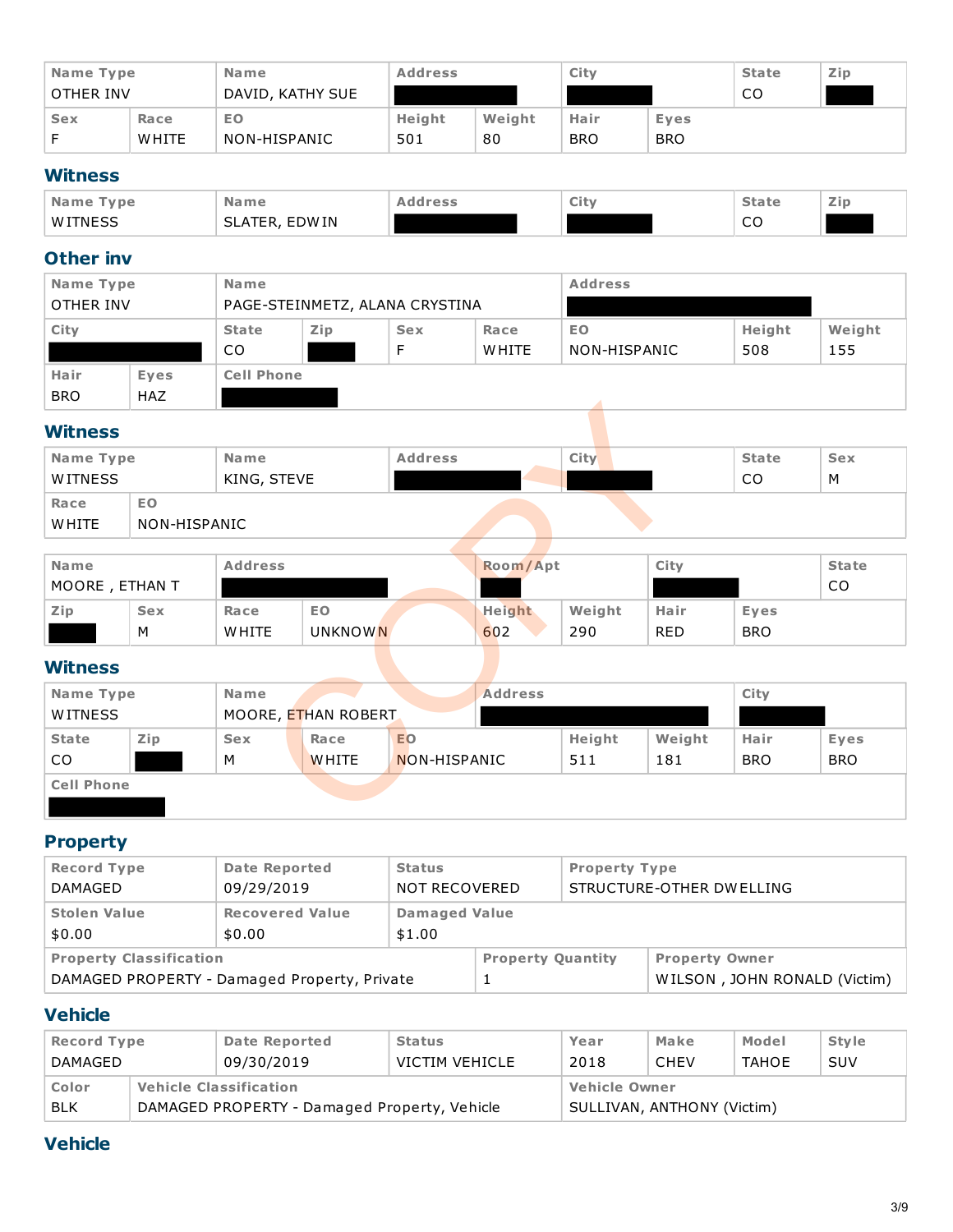| Name Type | Name | Address | City | State | Zip |
|---|---|---|---|---|---|
| OTHER INV | DAVID, KATHY SUE | [REDACTED] | [REDACTED] | CO | [REDACTED] |

| Sex | Race | EO | Height | Weight | Hair | Eyes |
|---|---|---|---|---|---|---|
| F | WHITE | NON-HISPANIC | 501 | 80 | BRO | BRO |

## Witness

| Name Type | Name | Address | City | State | Zip |
|---|---|---|---|---|---|
| WITNESS | SLATER, EDWIN | [REDACTED] | [REDACTED] | CO | [REDACTED] |

## Other inv

| Name Type | Name | Address |
|---|---|---|
| OTHER INV | PAGE-STEINMETZ, ALANA CRYSTINA | [REDACTED] |

| City | State | Zip | Sex | Race | EO | Height | Weight |
|---|---|---|---|---|---|---|---|
| [REDACTED] | CO | [REDACTED] | F | WHITE | NON-HISPANIC | 508 | 155 |

| Hair | Eyes | Cell Phone |
|---|---|---|
| BRO | HAZ | [REDACTED] |

## Witness

| Name Type | Name | Address | City | State | Sex |
|---|---|---|---|---|---|
| WITNESS | KING, STEVE | [REDACTED] | [REDACTED] | CO | M |

| Race | EO |
|---|---|
| WHITE | NON-HISPANIC |

| Name | Address | Room/Apt | City | State |
|---|---|---|---|---|
| MOORE , ETHAN T | [REDACTED] | [REDACTED] | [REDACTED] | CO |

| Zip | Sex | Race | EO | Height | Weight | Hair | Eyes |
|---|---|---|---|---|---|---|---|
| [REDACTED] | M | WHITE | UNKNOWN | 602 | 290 | RED | BRO |

## Witness

| Name Type | Name | Address | City |
|---|---|---|---|
| WITNESS | MOORE, ETHAN ROBERT | [REDACTED] | [REDACTED] |

| State | Zip | Sex | Race | EO | Height | Weight | Hair | Eyes |
|---|---|---|---|---|---|---|---|---|
| CO | [REDACTED] | M | WHITE | NON-HISPANIC | 511 | 181 | BRO | BRO |

| Cell Phone |
|---|
| [REDACTED] |

## Property

| Record Type | Date Reported | Status | Property Type |
|---|---|---|---|
| DAMAGED | 09/29/2019 | NOT RECOVERED | STRUCTURE-OTHER DWELLING |

| Stolen Value | Recovered Value | Damaged Value |
|---|---|---|
| $0.00 | $0.00 | $1.00 |

| Property Classification | Property Quantity | Property Owner |
|---|---|---|
| DAMAGED PROPERTY - Damaged Property, Private | 1 | WILSON , JOHN RONALD (Victim) |

## Vehicle

| Record Type | Date Reported | Status | Year | Make | Model | Style |
|---|---|---|---|---|---|---|
| DAMAGED | 09/30/2019 | VICTIM VEHICLE | 2018 | CHEV | TAHOE | SUV |

| Color | Vehicle Classification | Vehicle Owner |
|---|---|---|
| BLK | DAMAGED PROPERTY - Damaged Property, Vehicle | SULLIVAN, ANTHONY (Victim) |

## Vehicle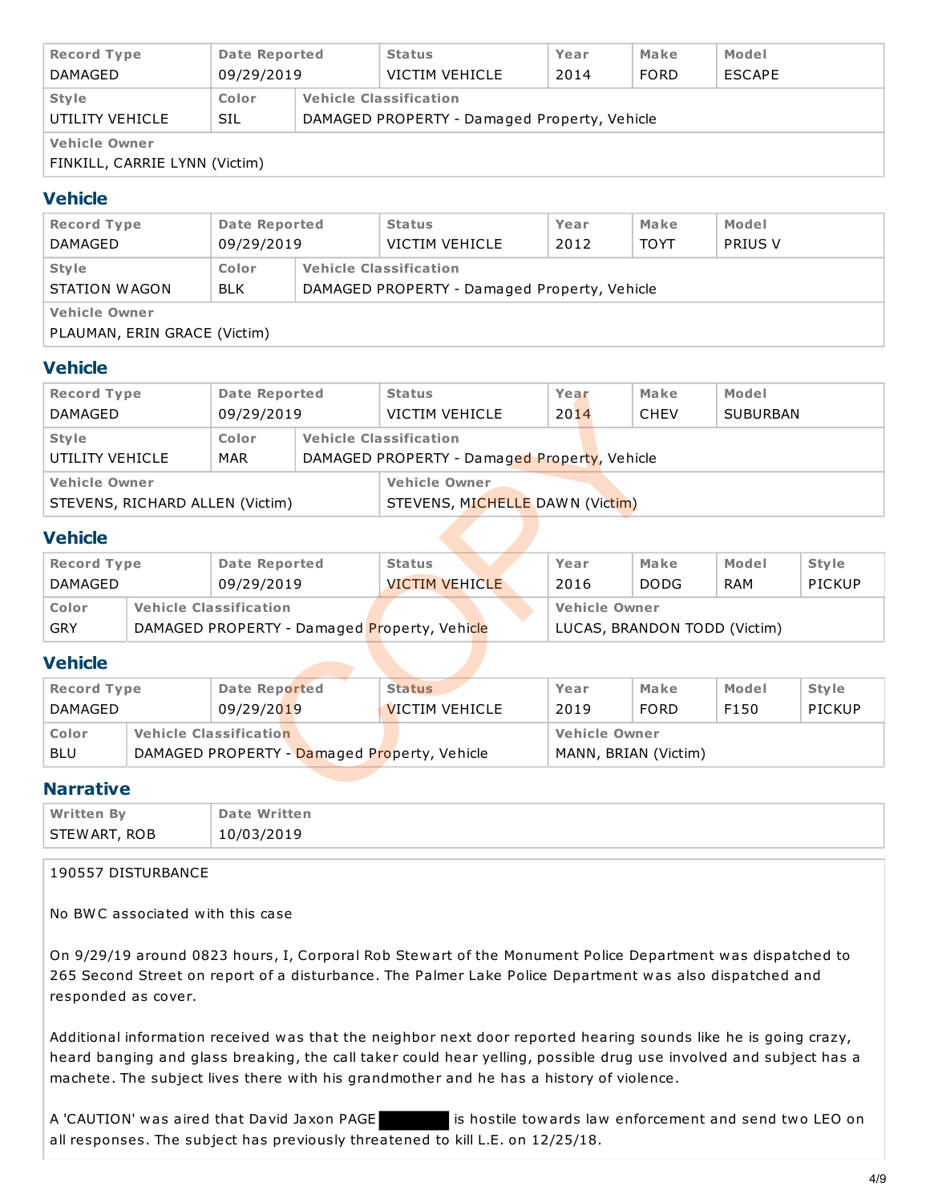| Record Type | Date Reported | Status | Year | Make | Model |
|---|---|---|---|---|---|
| DAMAGED | 09/29/2019 | VICTIM VEHICLE | 2014 | FORD | ESCAPE |

| Style | Color | Vehicle Classification |
|---|---|---|
| UTILITY VEHICLE | SIL | DAMAGED PROPERTY - Damaged Property, Vehicle |

| Vehicle Owner |
|---|
| FINKILL, CARRIE LYNN (Victim) |

## Vehicle

| Record Type | Date Reported | Status | Year | Make | Model |
|---|---|---|---|---|---|
| DAMAGED | 09/29/2019 | VICTIM VEHICLE | 2012 | TOYT | PRIUS V |

| Style | Color | Vehicle Classification |
|---|---|---|
| STATION WAGON | BLK | DAMAGED PROPERTY - Damaged Property, Vehicle |

| Vehicle Owner |
|---|
| PLAUMAN, ERIN GRACE (Victim) |

## Vehicle

| Record Type | Date Reported | Status | Year | Make | Model |
|---|---|---|---|---|---|
| DAMAGED | 09/29/2019 | VICTIM VEHICLE | 2014 | CHEV | SUBURBAN |

| Style | Color | Vehicle Classification |
|---|---|---|
| UTILITY VEHICLE | MAR | DAMAGED PROPERTY - Damaged Property, Vehicle |

| Vehicle Owner | Vehicle Owner |
|---|---|
| STEVENS, RICHARD ALLEN (Victim) | STEVENS, MICHELLE DAWN (Victim) |

## Vehicle

| Record Type | Date Reported | Status | Year | Make | Model | Style |
|---|---|---|---|---|---|---|
| DAMAGED | 09/29/2019 | VICTIM VEHICLE | 2016 | DODG | RAM | PICKUP |

| Color | Vehicle Classification | Vehicle Owner |
|---|---|---|
| GRY | DAMAGED PROPERTY - Damaged Property, Vehicle | LUCAS, BRANDON TODD (Victim) |

## Vehicle

| Record Type | Date Reported | Status | Year | Make | Model | Style |
|---|---|---|---|---|---|---|
| DAMAGED | 09/29/2019 | VICTIM VEHICLE | 2019 | FORD | F150 | PICKUP |

| Color | Vehicle Classification | Vehicle Owner |
|---|---|---|
| BLU | DAMAGED PROPERTY - Damaged Property, Vehicle | MANN, BRIAN (Victim) |

## Narrative

| Written By | Date Written |
|---|---|
| STEWART, ROB | 10/03/2019 |

190557 DISTURBANCE

No BWC associated with this case

On 9/29/19 around 0823 hours, I, Corporal Rob Stewart of the Monument Police Department was dispatched to 265 Second Street on report of a disturbance. The Palmer Lake Police Department was also dispatched and responded as cover.

Additional information received was that the neighbor next door reported hearing sounds like he is going crazy, heard banging and glass breaking, the call taker could hear yelling, possible drug use involved and subject has a machete. The subject lives there with his grandmother and he has a history of violence.

A 'CAUTION' was aired that David Jaxon PAGE [REDACTED] is hostile towards law enforcement and send two LEO on all responses. The subject has previously threatened to kill L.E. on 12/25/18.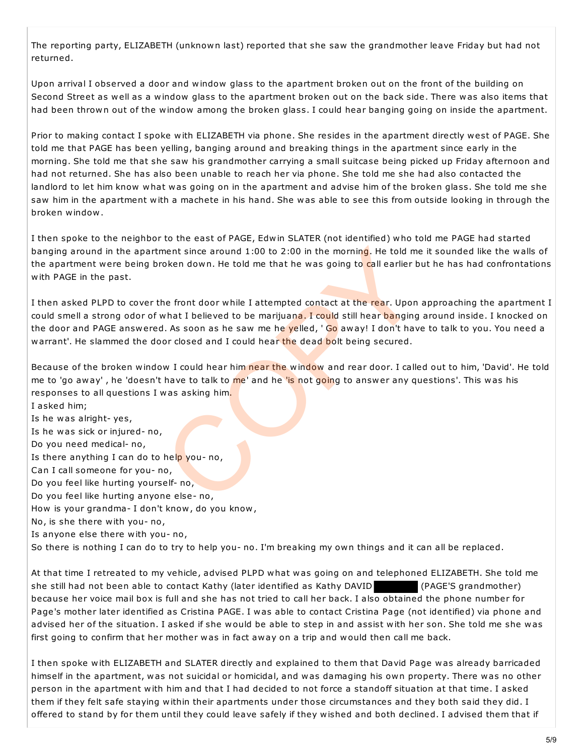The reporting party, ELIZABETH (unknown last) reported that she saw the grandmother leave Friday but had not returned.

Upon arrival I observed a door and window glass to the apartment broken out on the front of the building on Second Street as well as a window glass to the apartment broken out on the back side. There was also items that had been thrown out of the window among the broken glass. I could hear banging going on inside the apartment.

Prior to making contact I spoke with ELIZABETH via phone. She resides in the apartment directly west of PAGE. She told me that PAGE has been yelling, banging around and breaking things in the apartment since early in the morning. She told me that she saw his grandmother carrying a small suitcase being picked up Friday afternoon and had not returned. She has also been unable to reach her via phone. She told me she had also contacted the landlord to let him know what was going on in the apartment and advise him of the broken glass. She told me she saw him in the apartment with a machete in his hand. She was able to see this from outside looking in through the broken window.

I then spoke to the neighbor to the east of PAGE, Edwin SLATER (not identified) who told me PAGE had started banging around in the apartment since around 1:00 to 2:00 in the morning. He told me it sounded like the walls of the apartment were being broken down. He told me that he was going to call earlier but he has had confrontations with PAGE in the past.

I then asked PLPD to cover the front door while I attempted contact at the rear. Upon approaching the apartment I could smell a strong odor of what I believed to be marijuana. I could still hear banging around inside. I knocked on the door and PAGE answered. As soon as he saw me he yelled, ' Go away! I don't have to talk to you. You need a warrant'. He slammed the door closed and I could hear the dead bolt being secured.

Because of the broken window I could hear him near the window and rear door. I called out to him, 'David'. He told me to 'go away' , he 'doesn't have to talk to me' and he 'is not going to answer any questions'. This was his responses to all questions I was asking him.
I asked him;
Is he was alright- yes,
Is he was sick or injured- no,
Do you need medical- no,
Is there anything I can do to help you- no,
Can I call someone for you- no,
Do you feel like hurting yourself- no,
Do you feel like hurting anyone else- no,
How is your grandma- I don't know, do you know,
No, is she there with you- no,
Is anyone else there with you- no,
So there is nothing I can do to try to help you- no. I'm breaking my own things and it can all be replaced.

At that time I retreated to my vehicle, advised PLPD what was going on and telephoned ELIZABETH. She told me she still had not been able to contact Kathy (later identified as Kathy DAVID ██████ (PAGE'S grandmother) because her voice mail box is full and she has not tried to call her back. I also obtained the phone number for Page's mother later identified as Cristina PAGE. I was able to contact Cristina Page (not identified) via phone and advised her of the situation. I asked if she would be able to step in and assist with her son. She told me she was first going to confirm that her mother was in fact away on a trip and would then call me back.

I then spoke with ELIZABETH and SLATER directly and explained to them that David Page was already barricaded himself in the apartment, was not suicidal or homicidal, and was damaging his own property. There was no other person in the apartment with him and that I had decided to not force a standoff situation at that time. I asked them if they felt safe staying within their apartments under those circumstances and they both said they did. I offered to stand by for them until they could leave safely if they wished and both declined. I advised them that if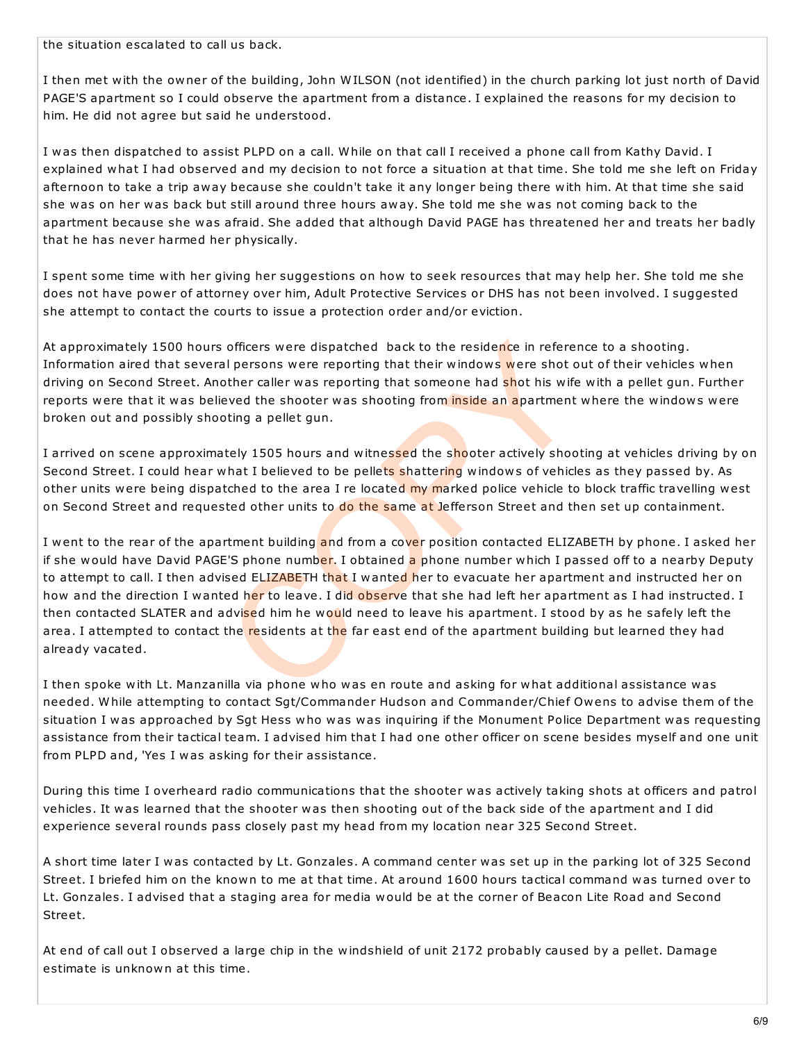the situation escalated to call us back.

I then met with the owner of the building, John WILSON (not identified) in the church parking lot just north of David PAGE'S apartment so I could observe the apartment from a distance. I explained the reasons for my decision to him. He did not agree but said he understood.

I was then dispatched to assist PLPD on a call. While on that call I received a phone call from Kathy David. I explained what I had observed and my decision to not force a situation at that time. She told me she left on Friday afternoon to take a trip away because she couldn't take it any longer being there with him. At that time she said she was on her was back but still around three hours away. She told me she was not coming back to the apartment because she was afraid. She added that although David PAGE has threatened her and treats her badly that he has never harmed her physically.

I spent some time with her giving her suggestions on how to seek resources that may help her. She told me she does not have power of attorney over him, Adult Protective Services or DHS has not been involved. I suggested she attempt to contact the courts to issue a protection order and/or eviction.

At approximately 1500 hours officers were dispatched back to the residence in reference to a shooting. Information aired that several persons were reporting that their windows were shot out of their vehicles when driving on Second Street. Another caller was reporting that someone had shot his wife with a pellet gun. Further reports were that it was believed the shooter was shooting from inside an apartment where the windows were broken out and possibly shooting a pellet gun.

I arrived on scene approximately 1505 hours and witnessed the shooter actively shooting at vehicles driving by on Second Street. I could hear what I believed to be pellets shattering windows of vehicles as they passed by. As other units were being dispatched to the area I re located my marked police vehicle to block traffic travelling west on Second Street and requested other units to do the same at Jefferson Street and then set up containment.

I went to the rear of the apartment building and from a cover position contacted ELIZABETH by phone. I asked her if she would have David PAGE'S phone number. I obtained a phone number which I passed off to a nearby Deputy to attempt to call. I then advised ELIZABETH that I wanted her to evacuate her apartment and instructed her on how and the direction I wanted her to leave. I did observe that she had left her apartment as I had instructed. I then contacted SLATER and advised him he would need to leave his apartment. I stood by as he safely left the area. I attempted to contact the residents at the far east end of the apartment building but learned they had already vacated.

I then spoke with Lt. Manzanilla via phone who was en route and asking for what additional assistance was needed. While attempting to contact Sgt/Commander Hudson and Commander/Chief Owens to advise them of the situation I was approached by Sgt Hess who was was inquiring if the Monument Police Department was requesting assistance from their tactical team. I advised him that I had one other officer on scene besides myself and one unit from PLPD and, 'Yes I was asking for their assistance.

During this time I overheard radio communications that the shooter was actively taking shots at officers and patrol vehicles. It was learned that the shooter was then shooting out of the back side of the apartment and I did experience several rounds pass closely past my head from my location near 325 Second Street.

A short time later I was contacted by Lt. Gonzales. A command center was set up in the parking lot of 325 Second Street. I briefed him on the known to me at that time. At around 1600 hours tactical command was turned over to Lt. Gonzales. I advised that a staging area for media would be at the corner of Beacon Lite Road and Second Street.

At end of call out I observed a large chip in the windshield of unit 2172 probably caused by a pellet. Damage estimate is unknown at this time.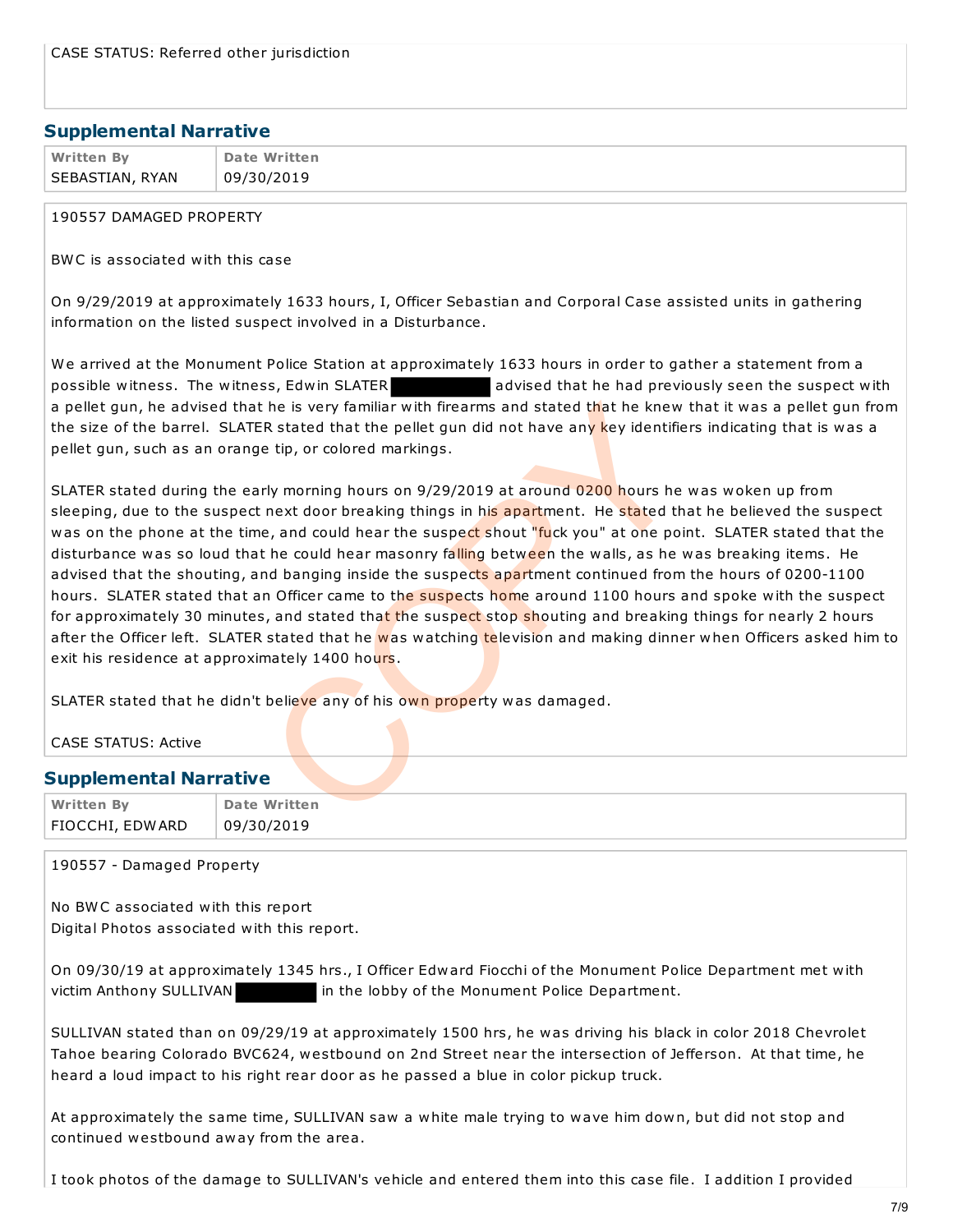CASE STATUS: Referred other jurisdiction

## Supplemental Narrative

| Written By | Date Written |
| --- | --- |
| SEBASTIAN, RYAN | 09/30/2019 |

190557 DAMAGED PROPERTY

BWC is associated with this case

On 9/29/2019 at approximately 1633 hours, I, Officer Sebastian and Corporal Case assisted units in gathering information on the listed suspect involved in a Disturbance.

We arrived at the Monument Police Station at approximately 1633 hours in order to gather a statement from a possible witness. The witness, Edwin SLATER [REDACTED] advised that he had previously seen the suspect with a pellet gun, he advised that he is very familiar with firearms and stated that he knew that it was a pellet gun from the size of the barrel. SLATER stated that the pellet gun did not have any key identifiers indicating that is was a pellet gun, such as an orange tip, or colored markings.

SLATER stated during the early morning hours on 9/29/2019 at around 0200 hours he was woken up from sleeping, due to the suspect next door breaking things in his apartment. He stated that he believed the suspect was on the phone at the time, and could hear the suspect shout "fuck you" at one point. SLATER stated that the disturbance was so loud that he could hear masonry falling between the walls, as he was breaking items. He advised that the shouting, and banging inside the suspects apartment continued from the hours of 0200-1100 hours. SLATER stated that an Officer came to the suspects home around 1100 hours and spoke with the suspect for approximately 30 minutes, and stated that the suspect stop shouting and breaking things for nearly 2 hours after the Officer left. SLATER stated that he was watching television and making dinner when Officers asked him to exit his residence at approximately 1400 hours.

SLATER stated that he didn't believe any of his own property was damaged.

CASE STATUS: Active

## Supplemental Narrative

| Written By | Date Written |
| --- | --- |
| FIOCCHI, EDWARD | 09/30/2019 |

190557 - Damaged Property

No BWC associated with this report
Digital Photos associated with this report.

On 09/30/19 at approximately 1345 hrs., I Officer Edward Fiocchi of the Monument Police Department met with victim Anthony SULLIVAN [REDACTED] in the lobby of the Monument Police Department.

SULLIVAN stated than on 09/29/19 at approximately 1500 hrs, he was driving his black in color 2018 Chevrolet Tahoe bearing Colorado BVC624, westbound on 2nd Street near the intersection of Jefferson. At that time, he heard a loud impact to his right rear door as he passed a blue in color pickup truck.

At approximately the same time, SULLIVAN saw a white male trying to wave him down, but did not stop and continued westbound away from the area.

I took photos of the damage to SULLIVAN's vehicle and entered them into this case file. I addition I provided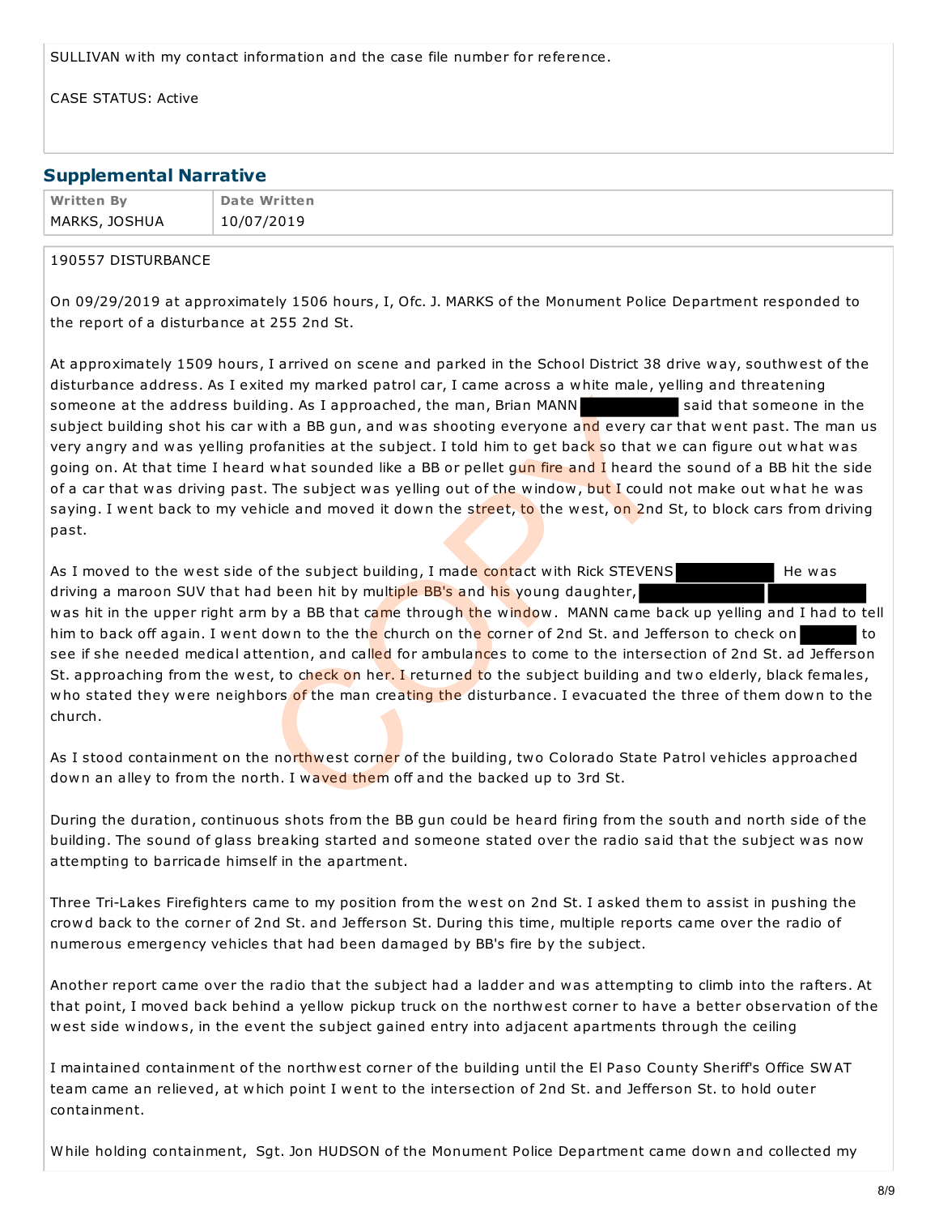SULLIVAN with my contact information and the case file number for reference.

CASE STATUS: Active

## Supplemental Narrative

| Written By | Date Written |
|---|---|
| MARKS, JOSHUA | 10/07/2019 |

190557 DISTURBANCE

On 09/29/2019 at approximately 1506 hours, I, Ofc. J. MARKS of the Monument Police Department responded to the report of a disturbance at 255 2nd St.

At approximately 1509 hours, I arrived on scene and parked in the School District 38 drive way, southwest of the disturbance address. As I exited my marked patrol car, I came across a white male, yelling and threatening someone at the address building. As I approached, the man, Brian MANN ██████████ said that someone in the subject building shot his car with a BB gun, and was shooting everyone and every car that went past. The man us very angry and was yelling profanities at the subject. I told him to get back so that we can figure out what was going on. At that time I heard what sounded like a BB or pellet gun fire and I heard the sound of a BB hit the side of a car that was driving past. The subject was yelling out of the window, but I could not make out what he was saying. I went back to my vehicle and moved it down the street, to the west, on 2nd St, to block cars from driving past.

As I moved to the west side of the subject building, I made contact with Rick STEVENS ██████████ He was driving a maroon SUV that had been hit by multiple BB's and his young daughter, ██████████ ██████████ was hit in the upper right arm by a BB that came through the window. MANN came back up yelling and I had to tell him to back off again. I went down to the the church on the corner of 2nd St. and Jefferson to check on ██████ to see if she needed medical attention, and called for ambulances to come to the intersection of 2nd St. ad Jefferson St. approaching from the west, to check on her. I returned to the subject building and two elderly, black females, who stated they were neighbors of the man creating the disturbance. I evacuated the three of them down to the church.

As I stood containment on the northwest corner of the building, two Colorado State Patrol vehicles approached down an alley to from the north. I waved them off and the backed up to 3rd St.

During the duration, continuous shots from the BB gun could be heard firing from the south and north side of the building. The sound of glass breaking started and someone stated over the radio said that the subject was now attempting to barricade himself in the apartment.

Three Tri-Lakes Firefighters came to my position from the west on 2nd St. I asked them to assist in pushing the crowd back to the corner of 2nd St. and Jefferson St. During this time, multiple reports came over the radio of numerous emergency vehicles that had been damaged by BB's fire by the subject.

Another report came over the radio that the subject had a ladder and was attempting to climb into the rafters. At that point, I moved back behind a yellow pickup truck on the northwest corner to have a better observation of the west side windows, in the event the subject gained entry into adjacent apartments through the ceiling

I maintained containment of the northwest corner of the building until the El Paso County Sheriff's Office SWAT team came an relieved, at which point I went to the intersection of 2nd St. and Jefferson St. to hold outer containment.

While holding containment, Sgt. Jon HUDSON of the Monument Police Department came down and collected my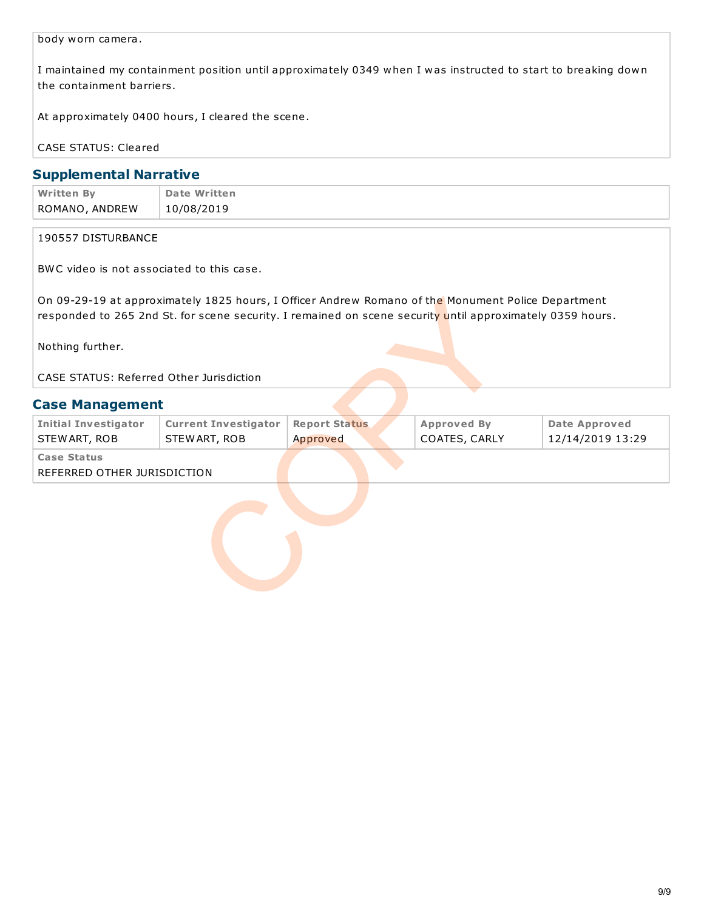body worn camera.

I maintained my containment position until approximately 0349 when I was instructed to start to breaking down the containment barriers.

At approximately 0400 hours, I cleared the scene.

CASE STATUS: Cleared

## Supplemental Narrative

| Written By | Date Written |
|---|---|
| ROMANO, ANDREW | 10/08/2019 |

190557 DISTURBANCE

BWC video is not associated to this case.

On 09-29-19 at approximately 1825 hours, I Officer Andrew Romano of the Monument Police Department responded to 265 2nd St. for scene security. I remained on scene security until approximately 0359 hours.

Nothing further.

CASE STATUS: Referred Other Jurisdiction

## Case Management

| Initial Investigator | Current Investigator | Report Status | Approved By | Date Approved |
|---|---|---|---|---|
| STEWART, ROB | STEWART, ROB | Approved | COATES, CARLY | 12/14/2019 13:29 |
| **Case Status** | | | | |
| REFERRED OTHER JURISDICTION | | | | |